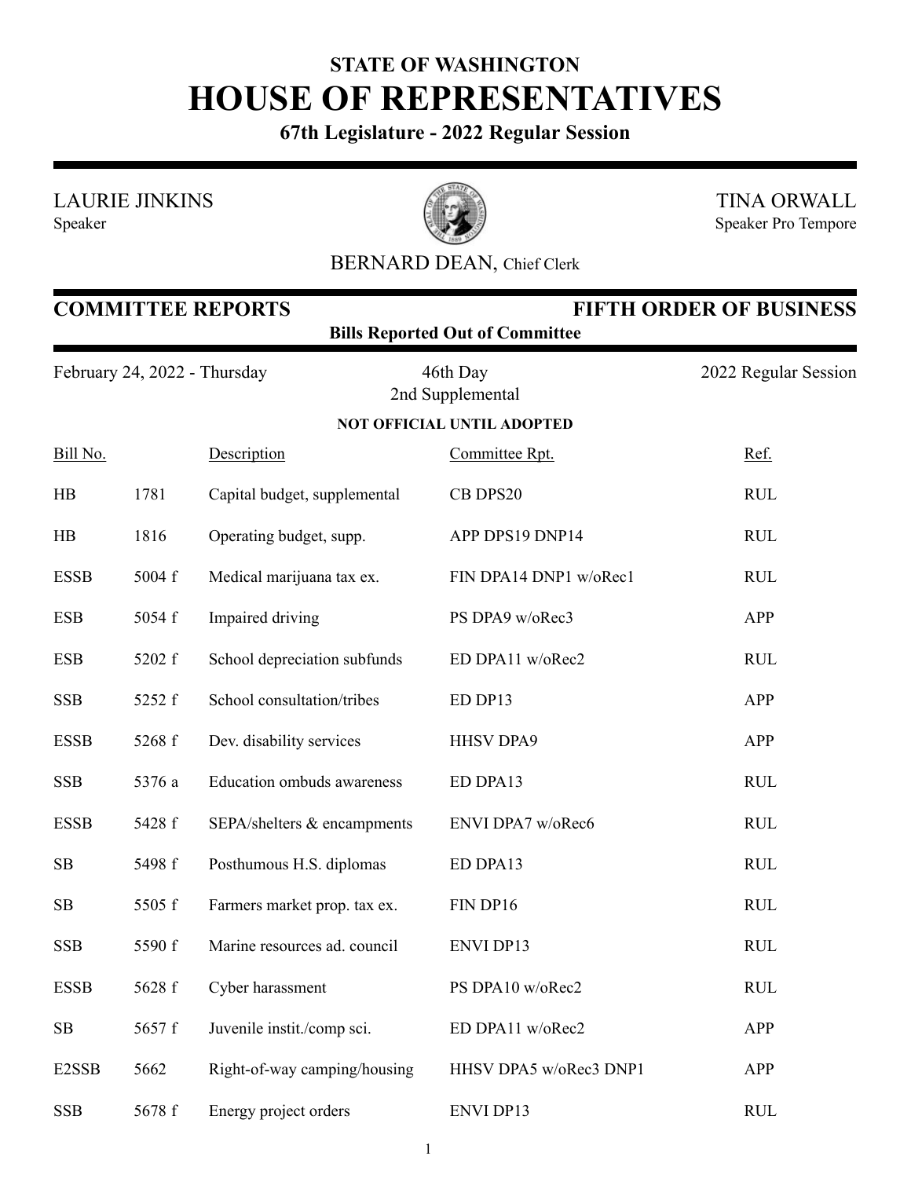# STATE OF WASHINGTON
# HOUSE OF REPRESENTATIVES
**67th Legislature - 2022 Regular Session**

LAURIE JINKINS
Speaker

TINA ORWALL
Speaker Pro Tempore

BERNARD DEAN, Chief Clerk

## COMMITTEE REPORTS — FIFTH ORDER OF BUSINESS

**Bills Reported Out of Committee**

February 24, 2022 - Thursday — 46th Day, 2nd Supplemental — 2022 Regular Session

**NOT OFFICIAL UNTIL ADOPTED**

| Bill No. | | Description | Committee Rpt. | Ref. |
|---|---|---|---|---|
| HB | 1781 | Capital budget, supplemental | CB DPS20 | RUL |
| HB | 1816 | Operating budget, supp. | APP DPS19 DNP14 | RUL |
| ESSB | 5004 f | Medical marijuana tax ex. | FIN DPA14 DNP1 w/oRec1 | RUL |
| ESB | 5054 f | Impaired driving | PS DPA9 w/oRec3 | APP |
| ESB | 5202 f | School depreciation subfunds | ED DPA11 w/oRec2 | RUL |
| SSB | 5252 f | School consultation/tribes | ED DP13 | APP |
| ESSB | 5268 f | Dev. disability services | HHSV DPA9 | APP |
| SSB | 5376 a | Education ombuds awareness | ED DPA13 | RUL |
| ESSB | 5428 f | SEPA/shelters & encampments | ENVI DPA7 w/oRec6 | RUL |
| SB | 5498 f | Posthumous H.S. diplomas | ED DPA13 | RUL |
| SB | 5505 f | Farmers market prop. tax ex. | FIN DP16 | RUL |
| SSB | 5590 f | Marine resources ad. council | ENVI DP13 | RUL |
| ESSB | 5628 f | Cyber harassment | PS DPA10 w/oRec2 | RUL |
| SB | 5657 f | Juvenile instit./comp sci. | ED DPA11 w/oRec2 | APP |
| E2SSB | 5662 | Right-of-way camping/housing | HHSV DPA5 w/oRec3 DNP1 | APP |
| SSB | 5678 f | Energy project orders | ENVI DP13 | RUL |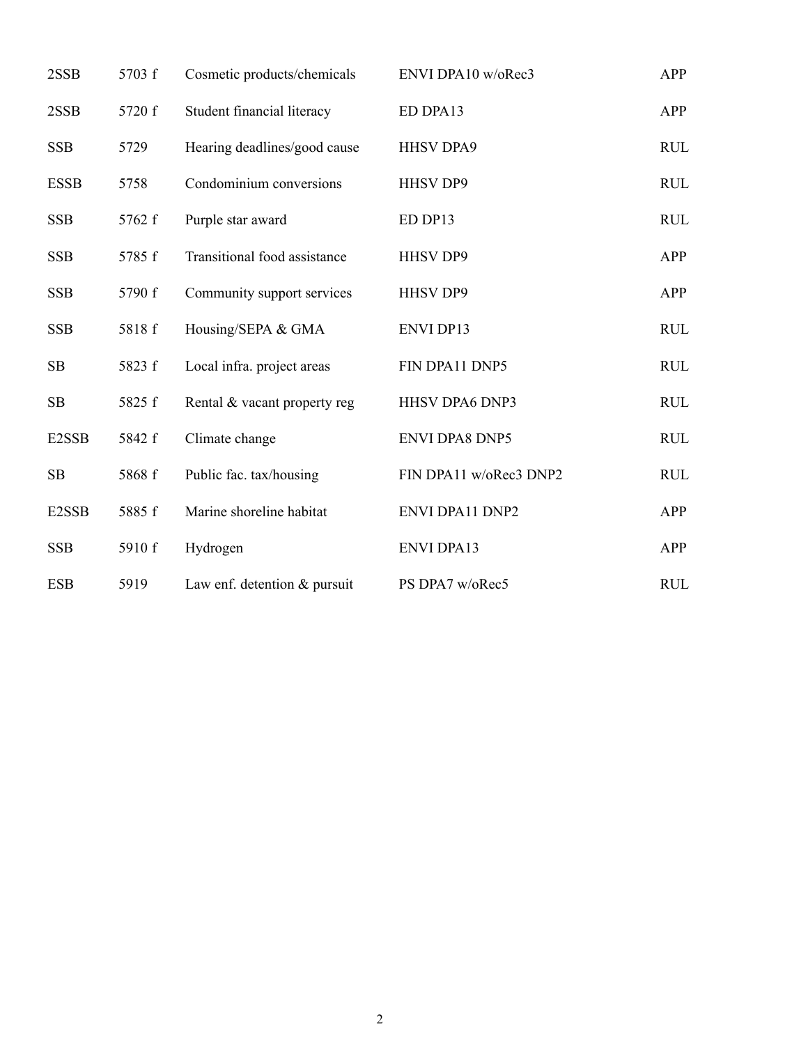| | | | | |
|---|---|---|---|---|
| 2SSB | 5703 f | Cosmetic products/chemicals | ENVI DPA10 w/oRec3 | APP |
| 2SSB | 5720 f | Student financial literacy | ED DPA13 | APP |
| SSB | 5729 | Hearing deadlines/good cause | HHSV DPA9 | RUL |
| ESSB | 5758 | Condominium conversions | HHSV DP9 | RUL |
| SSB | 5762 f | Purple star award | ED DP13 | RUL |
| SSB | 5785 f | Transitional food assistance | HHSV DP9 | APP |
| SSB | 5790 f | Community support services | HHSV DP9 | APP |
| SSB | 5818 f | Housing/SEPA & GMA | ENVI DP13 | RUL |
| SB | 5823 f | Local infra. project areas | FIN DPA11 DNP5 | RUL |
| SB | 5825 f | Rental & vacant property reg | HHSV DPA6 DNP3 | RUL |
| E2SSB | 5842 f | Climate change | ENVI DPA8 DNP5 | RUL |
| SB | 5868 f | Public fac. tax/housing | FIN DPA11 w/oRec3 DNP2 | RUL |
| E2SSB | 5885 f | Marine shoreline habitat | ENVI DPA11 DNP2 | APP |
| SSB | 5910 f | Hydrogen | ENVI DPA13 | APP |
| ESB | 5919 | Law enf. detention & pursuit | PS DPA7 w/oRec5 | RUL |